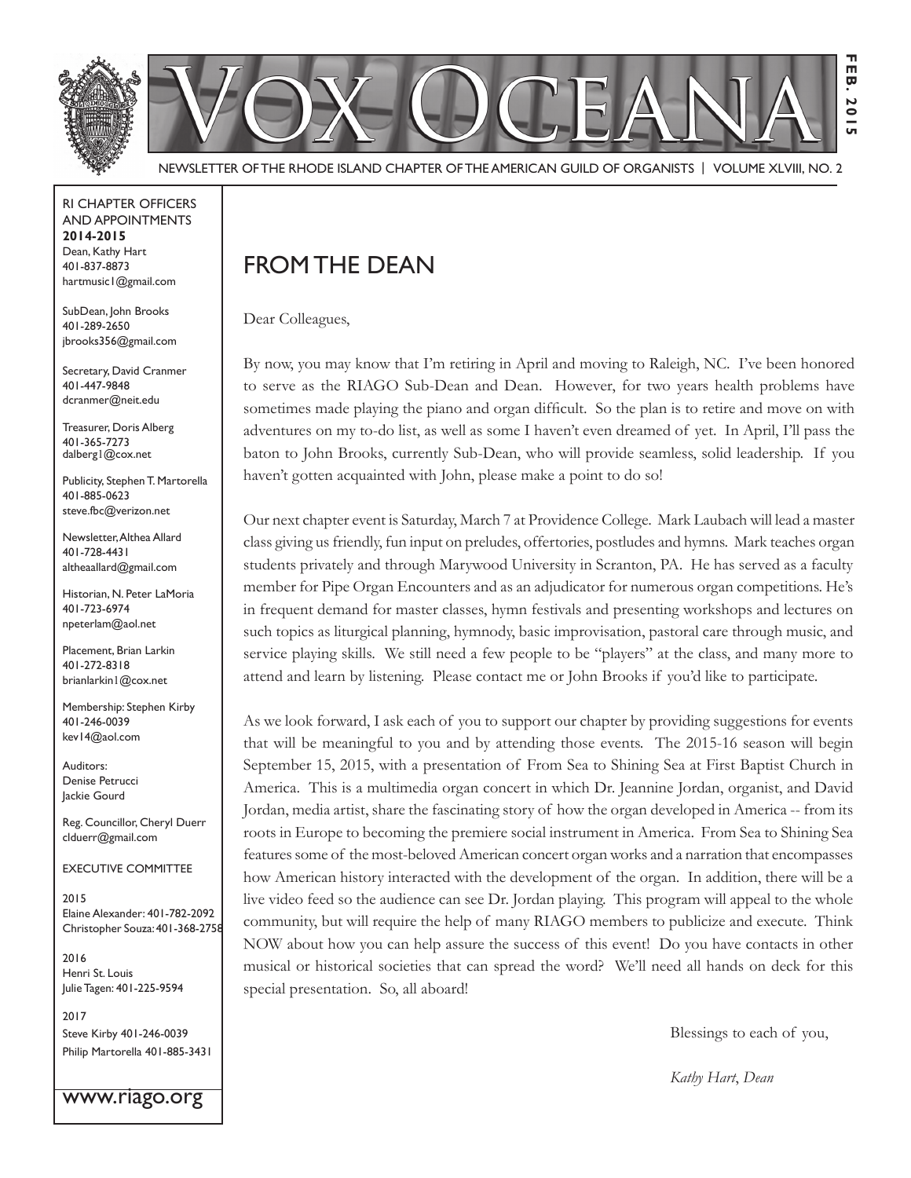# VOX OCEANA

FEB. 2015

NEWSLETTER OF THE RHODE ISLAND CHAPTER OF THE AMERICAN GUILD OF ORGANISTS | VOLUME XLVIII, NO. 2

RI CHAPTER OFFICERS AND APPOINTMENTS
**2014-2015**

Dean, Kathy Hart
401-837-8873
hartmusic1@gmail.com

SubDean, John Brooks
401-289-2650
jbrooks356@gmail.com

Secretary, David Cranmer
401-447-9848
dcranmer@neit.edu

Treasurer, Doris Alberg
401-365-7273
dalberg1@cox.net

Publicity, Stephen T. Martorella
401-885-0623
steve.fbc@verizon.net

Newsletter, Althea Allard
401-728-4431
altheaallard@gmail.com

Historian, N. Peter LaMoria
401-723-6974
npeterlam@aol.net

Placement, Brian Larkin
401-272-8318
brianlarkin1@cox.net

Membership: Stephen Kirby
401-246-0039
kev14@aol.com

Auditors:
Denise Petrucci
Jackie Gourd

Reg. Councillor, Cheryl Duerr
clduerr@gmail.com

EXECUTIVE COMMITTEE

2015
Elaine Alexander: 401-782-2092
Christopher Souza: 401-368-2758

2016
Henri St. Louis
Julie Tagen: 401-225-9594

2017
Steve Kirby 401-246-0039
Philip Martorella 401-885-3431

www.riago.org

## FROM THE DEAN

Dear Colleagues,

By now, you may know that I'm retiring in April and moving to Raleigh, NC. I've been honored to serve as the RIAGO Sub-Dean and Dean. However, for two years health problems have sometimes made playing the piano and organ difficult. So the plan is to retire and move on with adventures on my to-do list, as well as some I haven't even dreamed of yet. In April, I'll pass the baton to John Brooks, currently Sub-Dean, who will provide seamless, solid leadership. If you haven't gotten acquainted with John, please make a point to do so!

Our next chapter event is Saturday, March 7 at Providence College. Mark Laubach will lead a master class giving us friendly, fun input on preludes, offertories, postludes and hymns. Mark teaches organ students privately and through Marywood University in Scranton, PA. He has served as a faculty member for Pipe Organ Encounters and as an adjudicator for numerous organ competitions. He's in frequent demand for master classes, hymn festivals and presenting workshops and lectures on such topics as liturgical planning, hymnody, basic improvisation, pastoral care through music, and service playing skills. We still need a few people to be "players" at the class, and many more to attend and learn by listening. Please contact me or John Brooks if you'd like to participate.

As we look forward, I ask each of you to support our chapter by providing suggestions for events that will be meaningful to you and by attending those events. The 2015-16 season will begin September 15, 2015, with a presentation of From Sea to Shining Sea at First Baptist Church in America. This is a multimedia organ concert in which Dr. Jeannine Jordan, organist, and David Jordan, media artist, share the fascinating story of how the organ developed in America -- from its roots in Europe to becoming the premiere social instrument in America. From Sea to Shining Sea features some of the most-beloved American concert organ works and a narration that encompasses how American history interacted with the development of the organ. In addition, there will be a live video feed so the audience can see Dr. Jordan playing. This program will appeal to the whole community, but will require the help of many RIAGO members to publicize and execute. Think NOW about how you can help assure the success of this event! Do you have contacts in other musical or historical societies that can spread the word? We'll need all hands on deck for this special presentation. So, all aboard!

Blessings to each of you,

*Kathy Hart, Dean*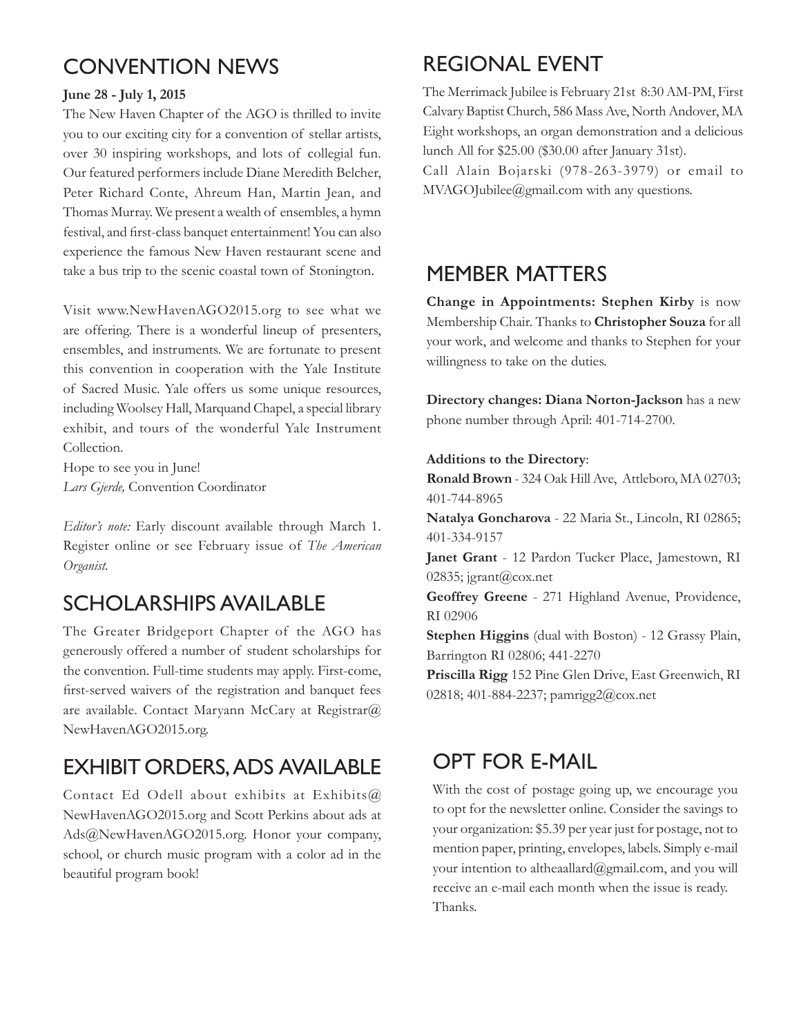## CONVENTION NEWS

**June 28 - July 1, 2015**

The New Haven Chapter of the AGO is thrilled to invite you to our exciting city for a convention of stellar artists, over 30 inspiring workshops, and lots of collegial fun. Our featured performers include Diane Meredith Belcher, Peter Richard Conte, Ahreum Han, Martin Jean, and Thomas Murray. We present a wealth of ensembles, a hymn festival, and first-class banquet entertainment! You can also experience the famous New Haven restaurant scene and take a bus trip to the scenic coastal town of Stonington.

Visit www.NewHavenAGO2015.org to see what we are offering. There is a wonderful lineup of presenters, ensembles, and instruments. We are fortunate to present this convention in cooperation with the Yale Institute of Sacred Music. Yale offers us some unique resources, including Woolsey Hall, Marquand Chapel, a special library exhibit, and tours of the wonderful Yale Instrument Collection.

Hope to see you in June!

*Lars Gjerde,* Convention Coordinator

*Editor's note:* Early discount available through March 1. Register online or see February issue of *The American Organist.*

## SCHOLARSHIPS AVAILABLE

The Greater Bridgeport Chapter of the AGO has generously offered a number of student scholarships for the convention. Full-time students may apply. First-come, first-served waivers of the registration and banquet fees are available. Contact Maryann McCary at Registrar@NewHavenAGO2015.org.

## EXHIBIT ORDERS, ADS AVAILABLE

Contact Ed Odell about exhibits at Exhibits@NewHavenAGO2015.org and Scott Perkins about ads at Ads@NewHavenAGO2015.org. Honor your company, school, or church music program with a color ad in the beautiful program book!

## REGIONAL EVENT

The Merrimack Jubilee is February 21st 8:30 AM-PM, First Calvary Baptist Church, 586 Mass Ave, North Andover, MA Eight workshops, an organ demonstration and a delicious lunch All for $25.00 ($30.00 after January 31st).

Call Alain Bojarski (978-263-3979) or email to MVAGOJubilee@gmail.com with any questions.

## MEMBER MATTERS

**Change in Appointments: Stephen Kirby** is now Membership Chair. Thanks to **Christopher Souza** for all your work, and welcome and thanks to Stephen for your willingness to take on the duties.

**Directory changes: Diana Norton-Jackson** has a new phone number through April: 401-714-2700.

**Additions to the Directory**:

**Ronald Brown** - 324 Oak Hill Ave, Attleboro, MA 02703; 401-744-8965

**Natalya Goncharova** - 22 Maria St., Lincoln, RI 02865; 401-334-9157

**Janet Grant** - 12 Pardon Tucker Place, Jamestown, RI 02835; jgrant@cox.net

**Geoffrey Greene** - 271 Highland Avenue, Providence, RI 02906

**Stephen Higgins** (dual with Boston) - 12 Grassy Plain, Barrington RI 02806; 441-2270

**Priscilla Rigg** 152 Pine Glen Drive, East Greenwich, RI 02818; 401-884-2237; pamrigg2@cox.net

## OPT FOR E-MAIL

With the cost of postage going up, we encourage you to opt for the newsletter online. Consider the savings to your organization: $5.39 per year just for postage, not to mention paper, printing, envelopes, labels. Simply e-mail your intention to altheaallard@gmail.com, and you will receive an e-mail each month when the issue is ready. Thanks.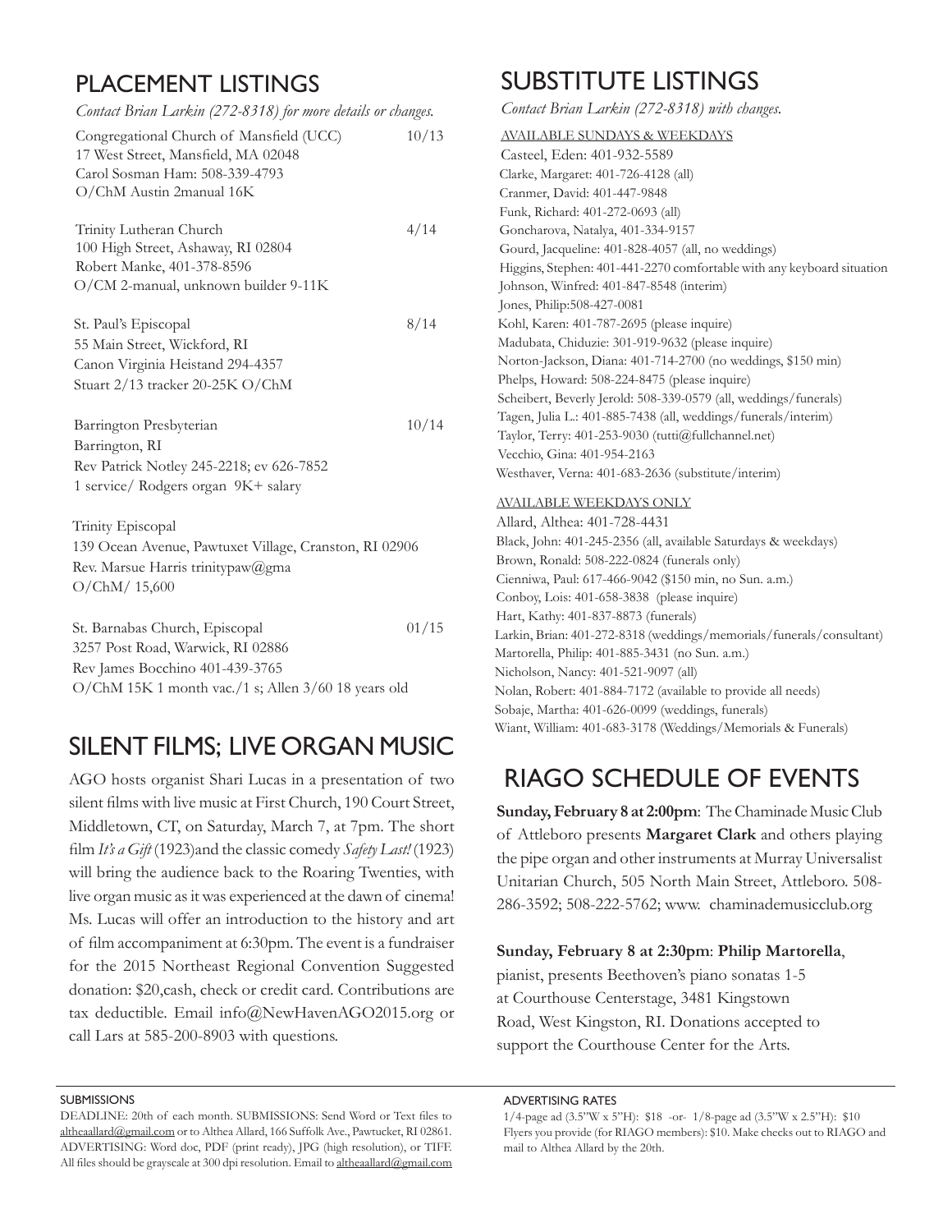## PLACEMENT LISTINGS

*Contact Brian Larkin (272-8318) for more details or changes.*

Congregational Church of Mansfield (UCC) 10/13
17 West Street, Mansfield, MA 02048
Carol Sosman Ham: 508-339-4793
O/ChM Austin 2manual 16K

Trinity Lutheran Church 4/14
100 High Street, Ashaway, RI 02804
Robert Manke, 401-378-8596
O/CM 2-manual, unknown builder 9-11K

St. Paul's Episcopal 8/14
55 Main Street, Wickford, RI
Canon Virginia Heistand 294-4357
Stuart 2/13 tracker 20-25K O/ChM

Barrington Presbyterian 10/14
Barrington, RI
Rev Patrick Notley 245-2218; ev 626-7852
1 service/ Rodgers organ 9K+ salary

Trinity Episcopal
139 Ocean Avenue, Pawtuxet Village, Cranston, RI 02906
Rev. Marsue Harris trinitypaw@gma
O/ChM/ 15,600

St. Barnabas Church, Episcopal 01/15
3257 Post Road, Warwick, RI 02886
Rev James Bocchino 401-439-3765
O/ChM 15K 1 month vac./1 s; Allen 3/60 18 years old

## SILENT FILMS; LIVE ORGAN MUSIC

AGO hosts organist Shari Lucas in a presentation of two silent films with live music at First Church, 190 Court Street, Middletown, CT, on Saturday, March 7, at 7pm. The short film *It's a Gift* (1923)and the classic comedy *Safety Last!* (1923) will bring the audience back to the Roaring Twenties, with live organ music as it was experienced at the dawn of cinema! Ms. Lucas will offer an introduction to the history and art of film accompaniment at 6:30pm. The event is a fundraiser for the 2015 Northeast Regional Convention Suggested donation: $20,cash, check or credit card. Contributions are tax deductible. Email info@NewHavenAGO2015.org or call Lars at 585-200-8903 with questions.

## SUBSTITUTE LISTINGS

*Contact Brian Larkin (272-8318) with changes.*

AVAILABLE SUNDAYS & WEEKDAYS

Casteel, Eden: 401-932-5589
Clarke, Margaret: 401-726-4128 (all)
Cranmer, David: 401-447-9848
Funk, Richard: 401-272-0693 (all)
Goncharova, Natalya, 401-334-9157
Gourd, Jacqueline: 401-828-4057 (all, no weddings)
Higgins, Stephen: 401-441-2270 comfortable with any keyboard situation
Johnson, Winfred: 401-847-8548 (interim)
Jones, Philip:508-427-0081
Kohl, Karen: 401-787-2695 (please inquire)
Madubata, Chiduzie: 301-919-9632 (please inquire)
Norton-Jackson, Diana: 401-714-2700 (no weddings, $150 min)
Phelps, Howard: 508-224-8475 (please inquire)
Scheibert, Beverly Jerold: 508-339-0579 (all, weddings/funerals)
Tagen, Julia L.: 401-885-7438 (all, weddings/funerals/interim)
Taylor, Terry: 401-253-9030 (tutti@fullchannel.net)
Vecchio, Gina: 401-954-2163
Westhaver, Verna: 401-683-2636 (substitute/interim)

AVAILABLE WEEKDAYS ONLY

Allard, Althea: 401-728-4431
Black, John: 401-245-2356 (all, available Saturdays & weekdays)
Brown, Ronald: 508-222-0824 (funerals only)
Cienniwa, Paul: 617-466-9042 ($150 min, no Sun. a.m.)
Conboy, Lois: 401-658-3838 (please inquire)
Hart, Kathy: 401-837-8873 (funerals)
Larkin, Brian: 401-272-8318 (weddings/memorials/funerals/consultant)
Martorella, Philip: 401-885-3431 (no Sun. a.m.)
Nicholson, Nancy: 401-521-9097 (all)
Nolan, Robert: 401-884-7172 (available to provide all needs)
Sobaje, Martha: 401-626-0099 (weddings, funerals)
Wiant, William: 401-683-3178 (Weddings/Memorials & Funerals)

## RIAGO SCHEDULE OF EVENTS

**Sunday, February 8 at 2:00pm**: The Chaminade Music Club of Attleboro presents **Margaret Clark** and others playing the pipe organ and other instruments at Murray Universalist Unitarian Church, 505 North Main Street, Attleboro. 508-286-3592; 508-222-5762; www. chaminademusicclub.org

**Sunday, February 8 at 2:30pm**: **Philip Martorella**, pianist, presents Beethoven's piano sonatas 1-5 at Courthouse Centerstage, 3481 Kingstown Road, West Kingston, RI. Donations accepted to support the Courthouse Center for the Arts.

SUBMISSIONS

DEADLINE: 20th of each month. SUBMISSIONS: Send Word or Text files to altheaallard@gmail.com or to Althea Allard, 166 Suffolk Ave., Pawtucket, RI 02861. ADVERTISING: Word doc, PDF (print ready), JPG (high resolution), or TIFF. All files should be grayscale at 300 dpi resolution. Email to altheaallard@gmail.com

ADVERTISING RATES

1/4-page ad (3.5"W x 5"H): $18 -or- 1/8-page ad (3.5"W x 2.5"H): $10
Flyers you provide (for RIAGO members): $10. Make checks out to RIAGO and mail to Althea Allard by the 20th.